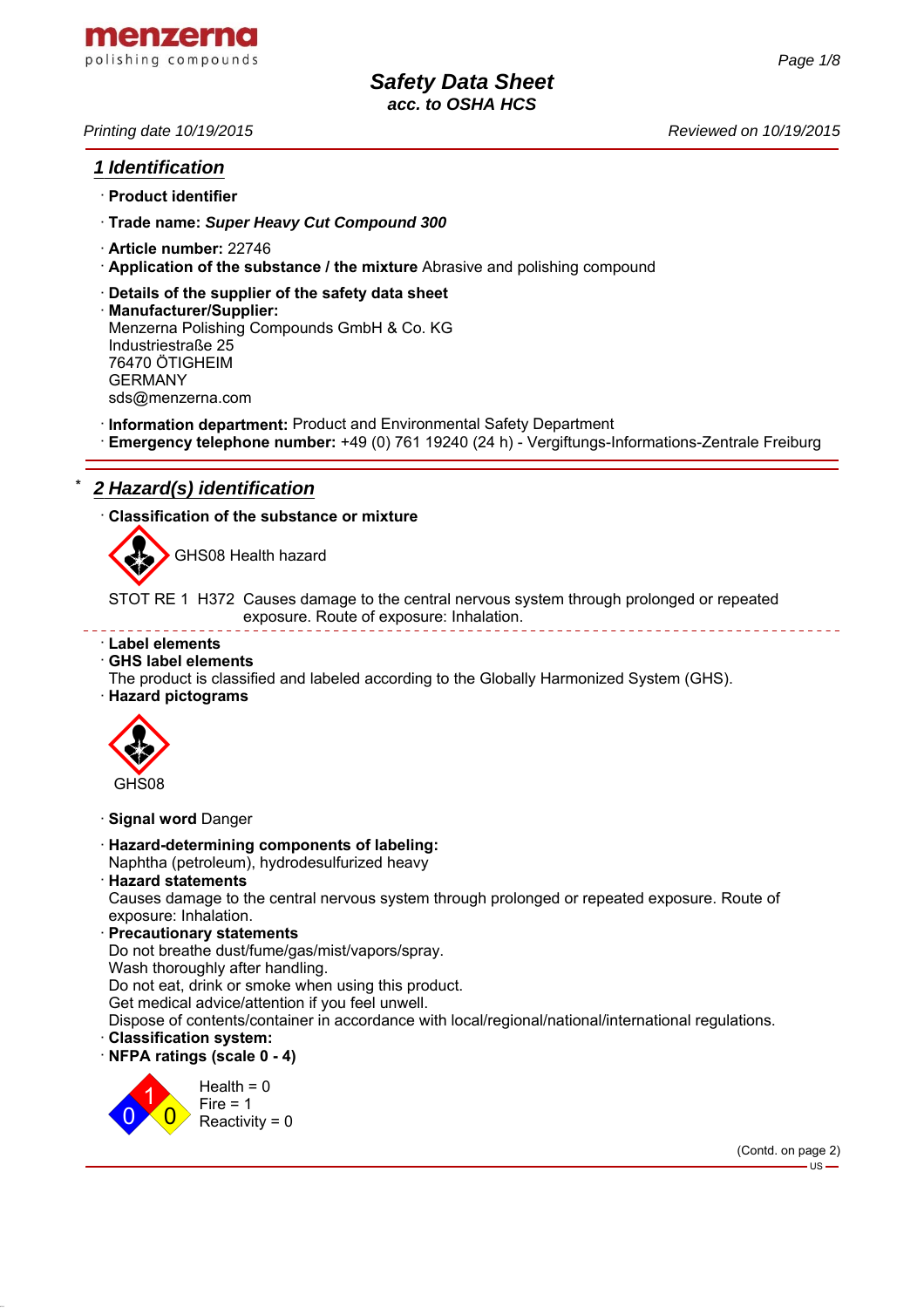# Safety Data Sheet

*acc. to OSHA HCS*

Printing date 10/19/2015 Reviewed on 10/19/2015

## 1 Identification

· **Product identifier**

· **Trade name:** ***Super Heavy Cut Compound 300***

· **Article number:** 22746

· **Application of the substance / the mixture** Abrasive and polishing compound

· **Details of the supplier of the safety data sheet**

· **Manufacturer/Supplier:**
Menzerna Polishing Compounds GmbH & Co. KG
Industriestraße 25
76470 ÖTIGHEIM
GERMANY
sds@menzerna.com

· **Information department:** Product and Environmental Safety Department

· **Emergency telephone number:** +49 (0) 761 19240 (24 h) - Vergiftungs-Informations-Zentrale Freiburg

## * 2 Hazard(s) identification

· **Classification of the substance or mixture**

GHS08 Health hazard

STOT RE 1 H372 Causes damage to the central nervous system through prolonged or repeated exposure. Route of exposure: Inhalation.

· **Label elements**

· **GHS label elements**
The product is classified and labeled according to the Globally Harmonized System (GHS).

· **Hazard pictograms**

GHS08

· **Signal word** Danger

· **Hazard-determining components of labeling:**
Naphtha (petroleum), hydrodesulfurized heavy

· **Hazard statements**
Causes damage to the central nervous system through prolonged or repeated exposure. Route of exposure: Inhalation.

· **Precautionary statements**
Do not breathe dust/fume/gas/mist/vapors/spray.
Wash thoroughly after handling.
Do not eat, drink or smoke when using this product.
Get medical advice/attention if you feel unwell.
Dispose of contents/container in accordance with local/regional/national/international regulations.

· **Classification system:**

· **NFPA ratings (scale 0 - 4)**

Health = 0
Fire = 1
Reactivity = 0

(Contd. on page 2)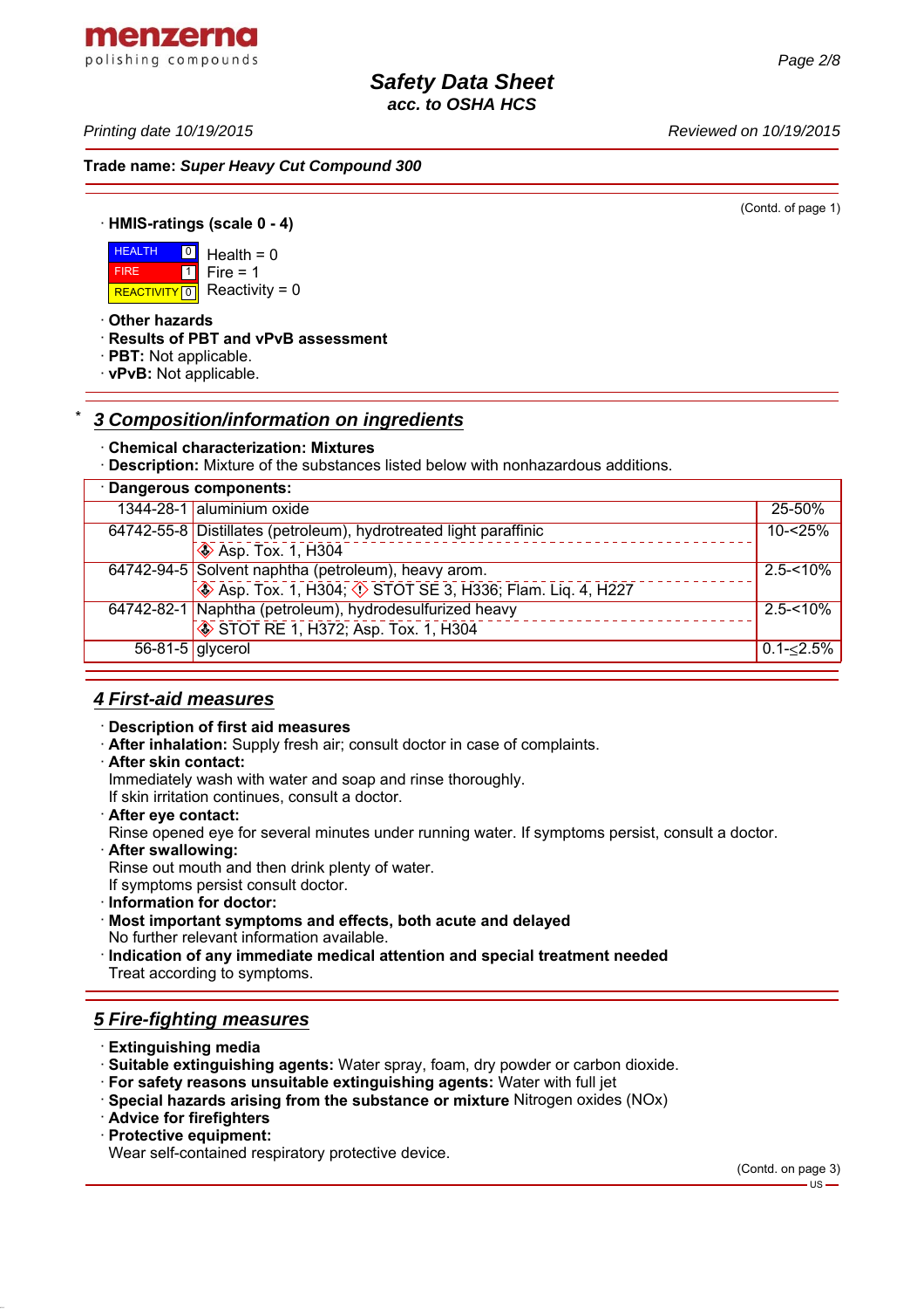(Contd. of page 1)

· **HMIS-ratings (scale 0 - 4)**

| | | |
|---|---|---|
| HEALTH | 0 | Health = 0 |
| FIRE | 1 | Fire = 1 |
| REACTIVITY | 0 | Reactivity = 0 |

· **Other hazards**
· **Results of PBT and vPvB assessment**
· **PBT:** Not applicable.
· **vPvB:** Not applicable.

## * 3 Composition/information on ingredients

· **Chemical characterization: Mixtures**
· **Description:** Mixture of the substances listed below with nonhazardous additions.

| · **Dangerous components:** | | |
|---|---|---|
| 1344-28-1 | aluminium oxide | 25-50% |
| 64742-55-8 | Distillates (petroleum), hydrotreated light paraffinic<br>Asp. Tox. 1, H304 | 10-<25% |
| 64742-94-5 | Solvent naphtha (petroleum), heavy arom.<br>Asp. Tox. 1, H304; STOT SE 3, H336; Flam. Liq. 4, H227 | 2.5-<10% |
| 64742-82-1 | Naphtha (petroleum), hydrodesulfurized heavy<br>STOT RE 1, H372; Asp. Tox. 1, H304 | 2.5-<10% |
| 56-81-5 | glycerol | 0.1-≤2.5% |

## 4 First-aid measures

· **Description of first aid measures**
· **After inhalation:** Supply fresh air; consult doctor in case of complaints.
· **After skin contact:**
Immediately wash with water and soap and rinse thoroughly.
If skin irritation continues, consult a doctor.
· **After eye contact:**
Rinse opened eye for several minutes under running water. If symptoms persist, consult a doctor.
· **After swallowing:**
Rinse out mouth and then drink plenty of water.
If symptoms persist consult doctor.
· **Information for doctor:**
· **Most important symptoms and effects, both acute and delayed**
No further relevant information available.
· **Indication of any immediate medical attention and special treatment needed**
Treat according to symptoms.

## 5 Fire-fighting measures

· **Extinguishing media**
· **Suitable extinguishing agents:** Water spray, foam, dry powder or carbon dioxide.
· **For safety reasons unsuitable extinguishing agents:** Water with full jet
· **Special hazards arising from the substance or mixture** Nitrogen oxides (NOx)
· **Advice for firefighters**
· **Protective equipment:**
Wear self-contained respiratory protective device.

(Contd. on page 3)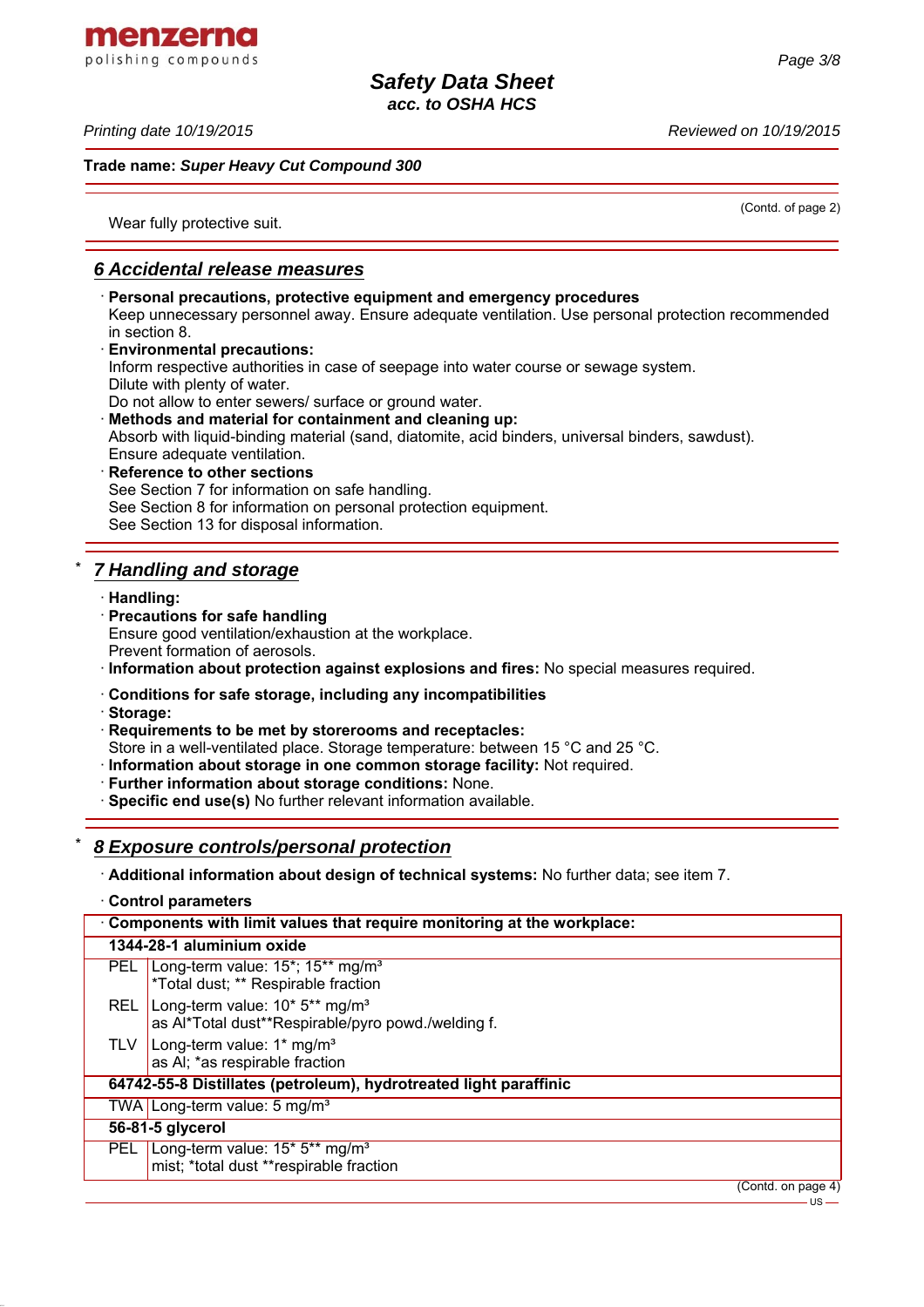Trade name: ***Super Heavy Cut Compound 300***

(Contd. of page 2)

Wear fully protective suit.

## 6 Accidental release measures

· **Personal precautions, protective equipment and emergency procedures**
Keep unnecessary personnel away. Ensure adequate ventilation. Use personal protection recommended in section 8.

· **Environmental precautions:**
Inform respective authorities in case of seepage into water course or sewage system.
Dilute with plenty of water.
Do not allow to enter sewers/ surface or ground water.

· **Methods and material for containment and cleaning up:**
Absorb with liquid-binding material (sand, diatomite, acid binders, universal binders, sawdust).
Ensure adequate ventilation.

· **Reference to other sections**
See Section 7 for information on safe handling.
See Section 8 for information on personal protection equipment.
See Section 13 for disposal information.

## * 7 Handling and storage

· **Handling:**

· **Precautions for safe handling**
Ensure good ventilation/exhaustion at the workplace.
Prevent formation of aerosols.

· **Information about protection against explosions and fires:** No special measures required.

· **Conditions for safe storage, including any incompatibilities**

· **Storage:**

· **Requirements to be met by storerooms and receptacles:**
Store in a well-ventilated place. Storage temperature: between 15 °C and 25 °C.

· **Information about storage in one common storage facility:** Not required.

· **Further information about storage conditions:** None.

· **Specific end use(s)** No further relevant information available.

## * 8 Exposure controls/personal protection

· **Additional information about design of technical systems:** No further data; see item 7.

· **Control parameters**

| · Components with limit values that require monitoring at the workplace: | |
|---|---|
| **1344-28-1 aluminium oxide** | |
| PEL | Long-term value: 15*; 15** mg/m³<br>*Total dust; ** Respirable fraction |
| REL | Long-term value: 10* 5** mg/m³<br>as Al*Total dust**Respirable/pyro powd./welding f. |
| TLV | Long-term value: 1* mg/m³<br>as Al; *as respirable fraction |
| **64742-55-8 Distillates (petroleum), hydrotreated light paraffinic** | |
| TWA | Long-term value: 5 mg/m³ |
| **56-81-5 glycerol** | |
| PEL | Long-term value: 15* 5** mg/m³<br>mist; *total dust **respirable fraction |

(Contd. on page 4)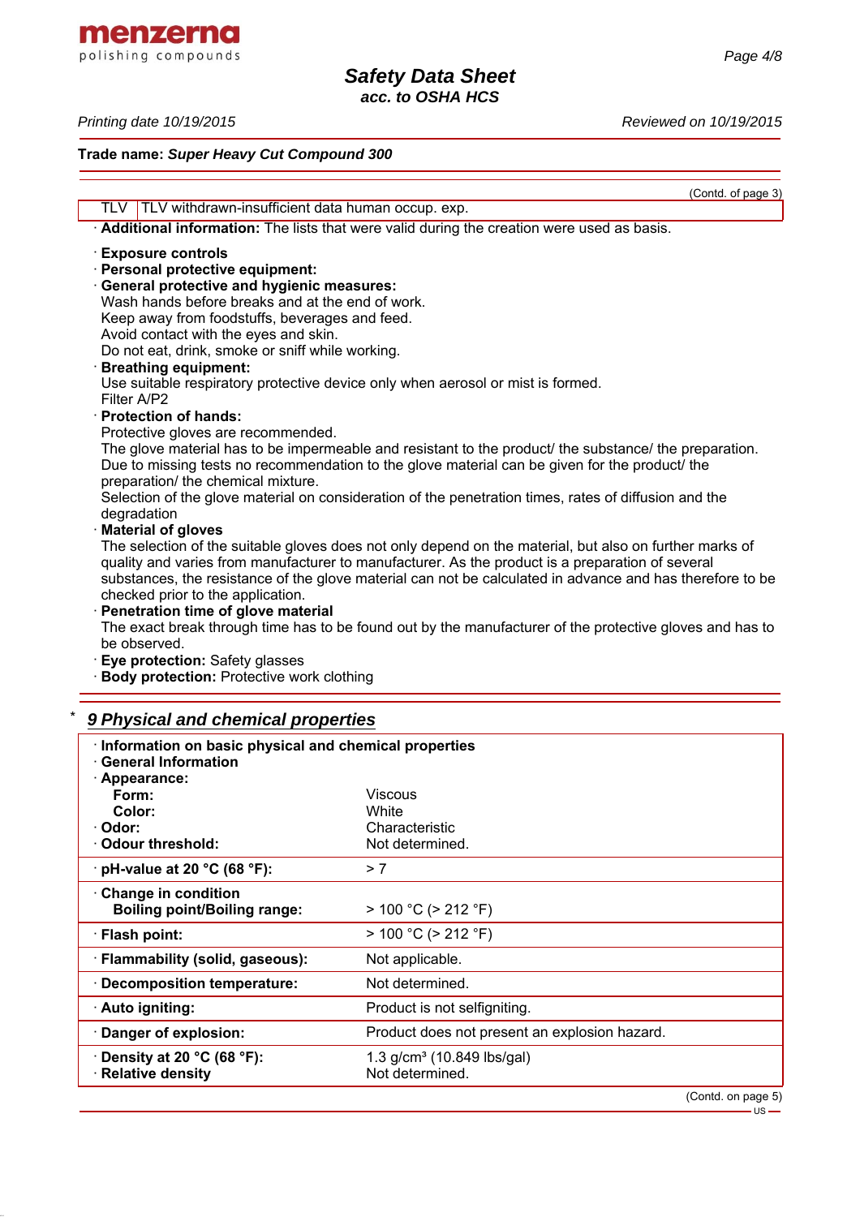**Trade name:** ***Super Heavy Cut Compound 300***

(Contd. of page 3)

| TLV | TLV withdrawn-insufficient data human occup. exp. |
|---|---|

· **Additional information:** The lists that were valid during the creation were used as basis.

· **Exposure controls**
· **Personal protective equipment:**
· **General protective and hygienic measures:**
Wash hands before breaks and at the end of work.
Keep away from foodstuffs, beverages and feed.
Avoid contact with the eyes and skin.
Do not eat, drink, smoke or sniff while working.
· **Breathing equipment:**
Use suitable respiratory protective device only when aerosol or mist is formed.
Filter A/P2
· **Protection of hands:**
Protective gloves are recommended.
The glove material has to be impermeable and resistant to the product/ the substance/ the preparation.
Due to missing tests no recommendation to the glove material can be given for the product/ the preparation/ the chemical mixture.
Selection of the glove material on consideration of the penetration times, rates of diffusion and the degradation
· **Material of gloves**
The selection of the suitable gloves does not only depend on the material, but also on further marks of quality and varies from manufacturer to manufacturer. As the product is a preparation of several substances, the resistance of the glove material can not be calculated in advance and has therefore to be checked prior to the application.
· **Penetration time of glove material**
The exact break through time has to be found out by the manufacturer of the protective gloves and has to be observed.
· **Eye protection:** Safety glasses
· **Body protection:** Protective work clothing

## * *9 Physical and chemical properties*

| · **Information on basic physical and chemical properties** | |
|---|---|
| · **General Information** | |
| · **Appearance:** | |
| **Form:** | Viscous |
| **Color:** | White |
| · **Odor:** | Characteristic |
| · **Odour threshold:** | Not determined. |
| · **pH-value at 20 °C (68 °F):** | > 7 |
| · **Change in condition** | |
| **Boiling point/Boiling range:** | > 100 °C (> 212 °F) |
| · **Flash point:** | > 100 °C (> 212 °F) |
| · **Flammability (solid, gaseous):** | Not applicable. |
| · **Decomposition temperature:** | Not determined. |
| · **Auto igniting:** | Product is not selfigniting. |
| · **Danger of explosion:** | Product does not present an explosion hazard. |
| · **Density at 20 °C (68 °F):** | 1.3 g/cm³ (10.849 lbs/gal) |
| · **Relative density** | Not determined. |

(Contd. on page 5)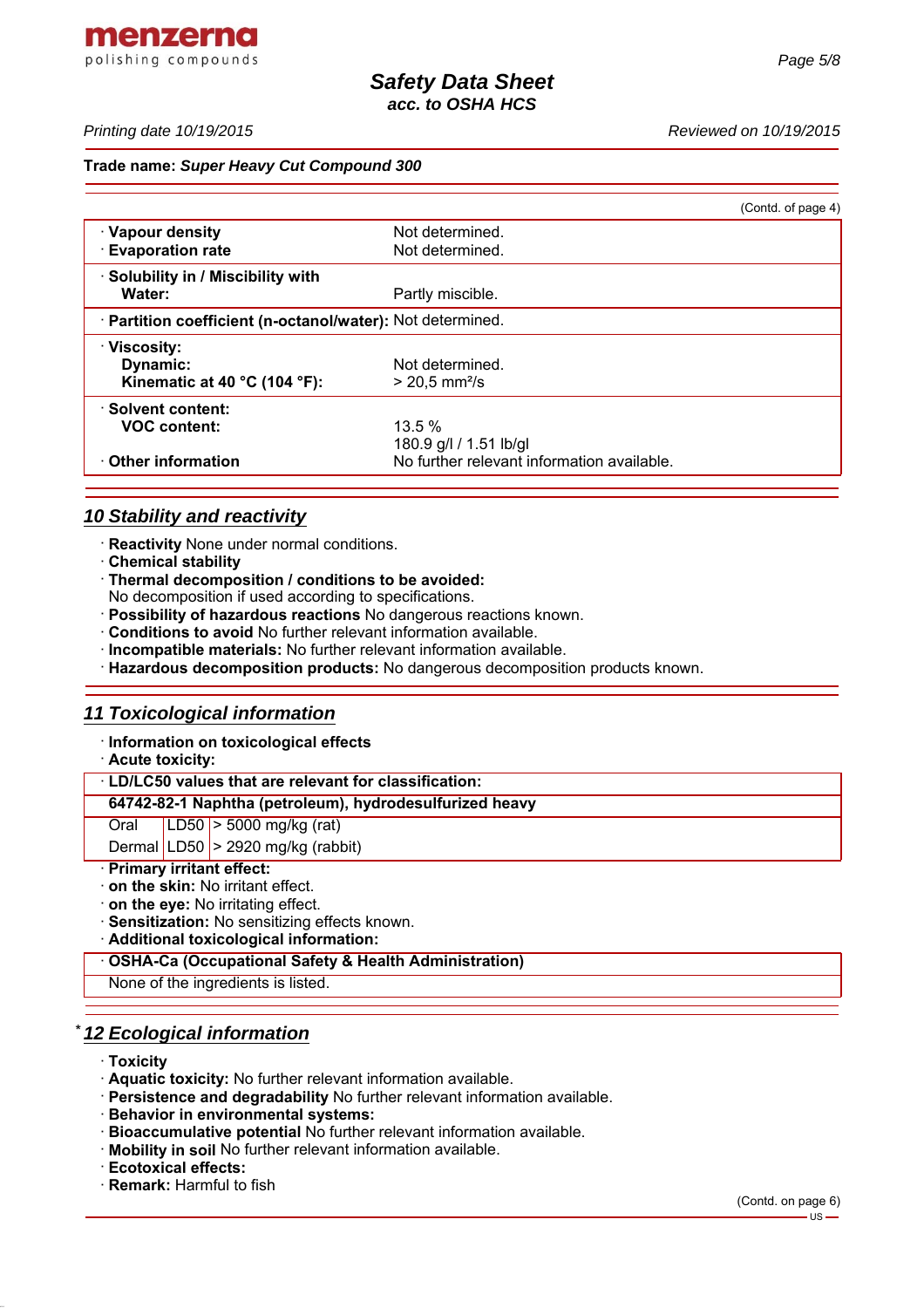(Contd. of page 4)

| | |
|---|---|
| · **Vapour density** | Not determined. |
| · **Evaporation rate** | Not determined. |
| · **Solubility in / Miscibility with Water:** | Partly miscible. |
| · **Partition coefficient (n-octanol/water):** | Not determined. |
| · **Viscosity:** | |
| **Dynamic:** | Not determined. |
| **Kinematic at 40 °C (104 °F):** | > 20,5 mm²/s |
| · **Solvent content:** | |
| **VOC content:** | 13.5 % |
| | 180.9 g/l / 1.51 lb/gl |
| · **Other information** | No further relevant information available. |

## 10 Stability and reactivity

· **Reactivity** None under normal conditions.
· **Chemical stability**
· **Thermal decomposition / conditions to be avoided:**
No decomposition if used according to specifications.
· **Possibility of hazardous reactions** No dangerous reactions known.
· **Conditions to avoid** No further relevant information available.
· **Incompatible materials:** No further relevant information available.
· **Hazardous decomposition products:** No dangerous decomposition products known.

## 11 Toxicological information

· **Information on toxicological effects**
· **Acute toxicity:**

| · **LD/LC50 values that are relevant for classification:** | | |
|---|---|---|
| **64742-82-1 Naphtha (petroleum), hydrodesulfurized heavy** | | |
| Oral | LD50 | > 5000 mg/kg (rat) |
| Dermal | LD50 | > 2920 mg/kg (rabbit) |

· **Primary irritant effect:**
· **on the skin:** No irritant effect.
· **on the eye:** No irritating effect.
· **Sensitization:** No sensitizing effects known.
· **Additional toxicological information:**

| · **OSHA-Ca (Occupational Safety & Health Administration)** |
|---|
| None of the ingredients is listed. |

## * 12 Ecological information

· **Toxicity**
· **Aquatic toxicity:** No further relevant information available.
· **Persistence and degradability** No further relevant information available.
· **Behavior in environmental systems:**
· **Bioaccumulative potential** No further relevant information available.
· **Mobility in soil** No further relevant information available.
· **Ecotoxical effects:**
· **Remark:** Harmful to fish

(Contd. on page 6)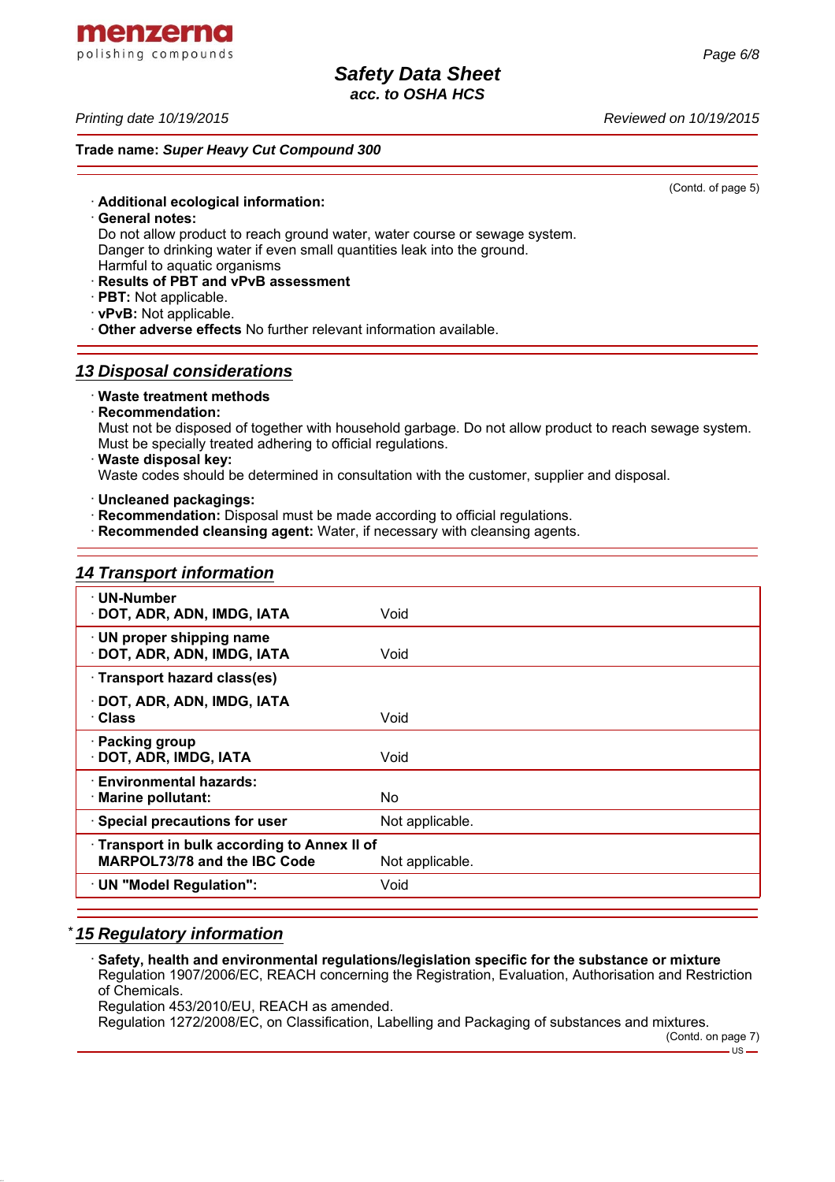(Contd. of page 5)

· **Additional ecological information:**
· **General notes:**
Do not allow product to reach ground water, water course or sewage system.
Danger to drinking water if even small quantities leak into the ground.
Harmful to aquatic organisms
· **Results of PBT and vPvB assessment**
· **PBT:** Not applicable.
· **vPvB:** Not applicable.
· **Other adverse effects** No further relevant information available.

## 13 Disposal considerations

· **Waste treatment methods**
· **Recommendation:**
Must not be disposed of together with household garbage. Do not allow product to reach sewage system.
Must be specially treated adhering to official regulations.
· **Waste disposal key:**
Waste codes should be determined in consultation with the customer, supplier and disposal.

· **Uncleaned packagings:**
· **Recommendation:** Disposal must be made according to official regulations.
· **Recommended cleansing agent:** Water, if necessary with cleansing agents.

## 14 Transport information

| | |
|---|---|
| · **UN-Number**<br>· **DOT, ADR, ADN, IMDG, IATA** | Void |
| · **UN proper shipping name**<br>· **DOT, ADR, ADN, IMDG, IATA** | Void |
| · **Transport hazard class(es)**<br>· **DOT, ADR, ADN, IMDG, IATA**<br>· **Class** | Void |
| · **Packing group**<br>· **DOT, ADR, IMDG, IATA** | Void |
| · **Environmental hazards:**<br>· **Marine pollutant:** | No |
| · **Special precautions for user** | Not applicable. |
| · **Transport in bulk according to Annex II of MARPOL73/78 and the IBC Code** | Not applicable. |
| · **UN "Model Regulation":** | Void |

## * 15 Regulatory information

· **Safety, health and environmental regulations/legislation specific for the substance or mixture**
Regulation 1907/2006/EC, REACH concerning the Registration, Evaluation, Authorisation and Restriction of Chemicals.
Regulation 453/2010/EU, REACH as amended.
Regulation 1272/2008/EC, on Classification, Labelling and Packaging of substances and mixtures.

(Contd. on page 7)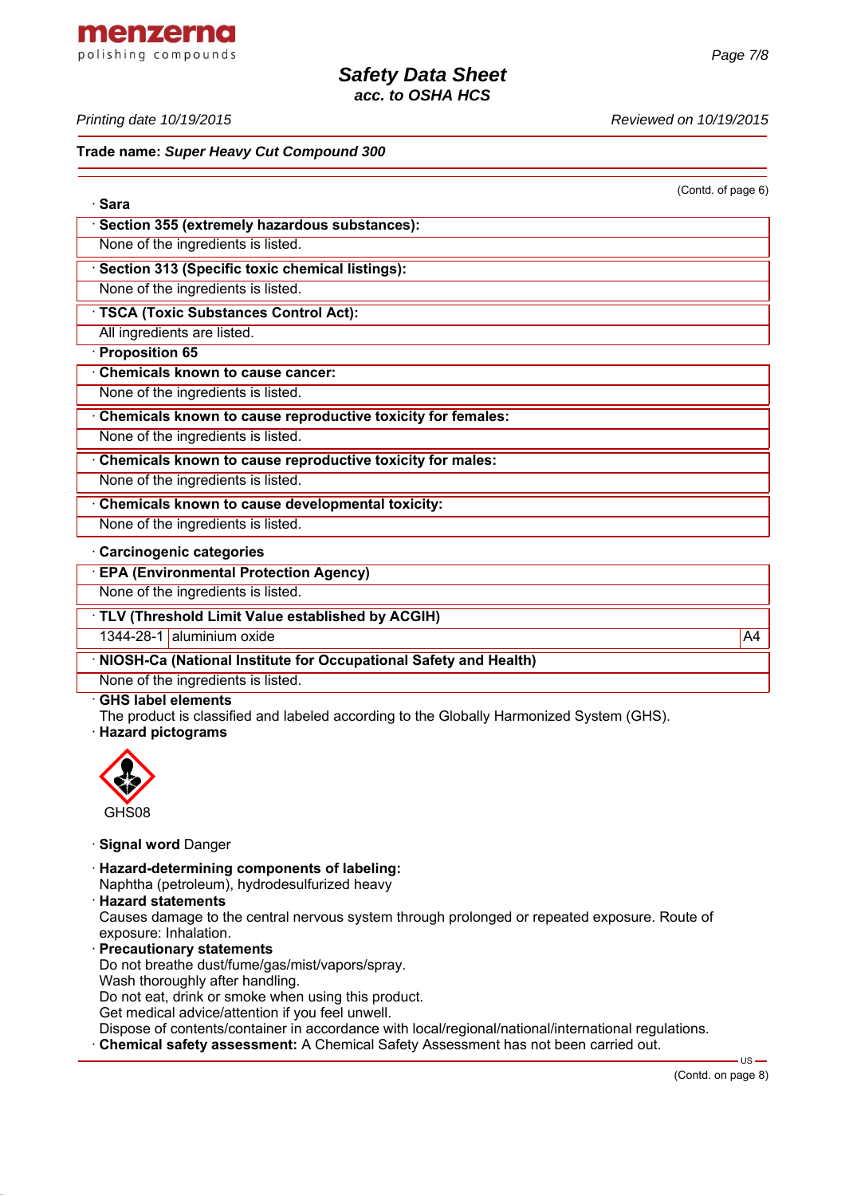**Trade name:** ***Super Heavy Cut Compound 300***

(Contd. of page 6)

· **Sara**

· **Section 355 (extremely hazardous substances):**

None of the ingredients is listed.

· **Section 313 (Specific toxic chemical listings):**

None of the ingredients is listed.

· **TSCA (Toxic Substances Control Act):**

All ingredients are listed.

· **Proposition 65**

· **Chemicals known to cause cancer:**

None of the ingredients is listed.

· **Chemicals known to cause reproductive toxicity for females:**

None of the ingredients is listed.

· **Chemicals known to cause reproductive toxicity for males:**

None of the ingredients is listed.

· **Chemicals known to cause developmental toxicity:**

None of the ingredients is listed.

· **Carcinogenic categories**

· **EPA (Environmental Protection Agency)**

None of the ingredients is listed.

· **TLV (Threshold Limit Value established by ACGIH)**

| | | |
|---|---|---|
| 1344-28-1 | aluminium oxide | A4 |

· **NIOSH-Ca (National Institute for Occupational Safety and Health)**

None of the ingredients is listed.

· **GHS label elements**

The product is classified and labeled according to the Globally Harmonized System (GHS).

· **Hazard pictograms**

GHS08

· **Signal word** Danger

· **Hazard-determining components of labeling:**

Naphtha (petroleum), hydrodesulfurized heavy

· **Hazard statements**

Causes damage to the central nervous system through prolonged or repeated exposure. Route of exposure: Inhalation.

· **Precautionary statements**

Do not breathe dust/fume/gas/mist/vapors/spray.
Wash thoroughly after handling.
Do not eat, drink or smoke when using this product.
Get medical advice/attention if you feel unwell.
Dispose of contents/container in accordance with local/regional/national/international regulations.

· **Chemical safety assessment:** A Chemical Safety Assessment has not been carried out.

(Contd. on page 8)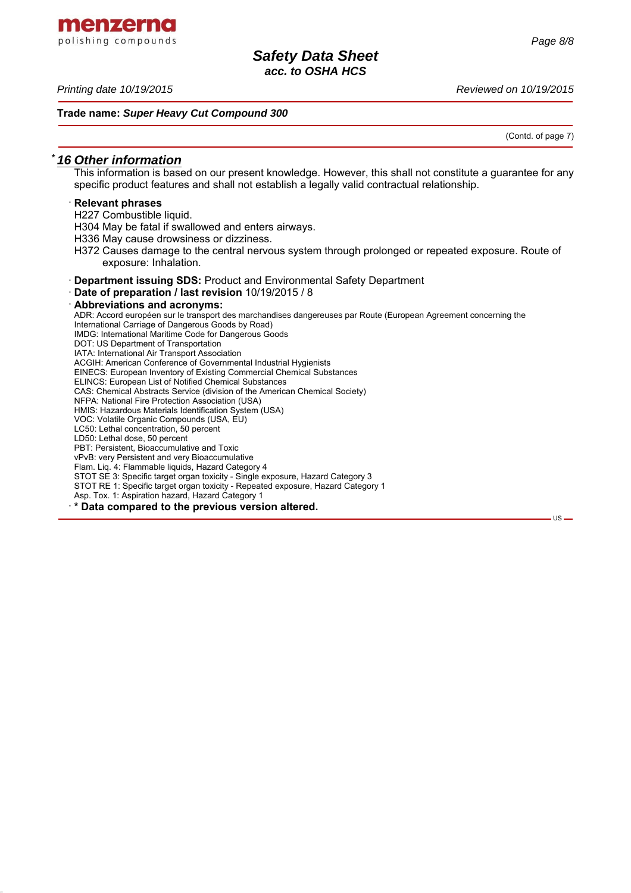## * 16 Other information

This information is based on our present knowledge. However, this shall not constitute a guarantee for any specific product features and shall not establish a legally valid contractual relationship.

· **Relevant phrases**

H227 Combustible liquid.
H304 May be fatal if swallowed and enters airways.
H336 May cause drowsiness or dizziness.
H372 Causes damage to the central nervous system through prolonged or repeated exposure. Route of exposure: Inhalation.

· **Department issuing SDS:** Product and Environmental Safety Department

· **Date of preparation / last revision** 10/19/2015 / 8

· **Abbreviations and acronyms:**

ADR: Accord européen sur le transport des marchandises dangereuses par Route (European Agreement concerning the International Carriage of Dangerous Goods by Road)
IMDG: International Maritime Code for Dangerous Goods
DOT: US Department of Transportation
IATA: International Air Transport Association
ACGIH: American Conference of Governmental Industrial Hygienists
EINECS: European Inventory of Existing Commercial Chemical Substances
ELINCS: European List of Notified Chemical Substances
CAS: Chemical Abstracts Service (division of the American Chemical Society)
NFPA: National Fire Protection Association (USA)
HMIS: Hazardous Materials Identification System (USA)
VOC: Volatile Organic Compounds (USA, EU)
LC50: Lethal concentration, 50 percent
LD50: Lethal dose, 50 percent
PBT: Persistent, Bioaccumulative and Toxic
vPvB: very Persistent and very Bioaccumulative
Flam. Liq. 4: Flammable liquids, Hazard Category 4
STOT SE 3: Specific target organ toxicity - Single exposure, Hazard Category 3
STOT RE 1: Specific target organ toxicity - Repeated exposure, Hazard Category 1
Asp. Tox. 1: Aspiration hazard, Hazard Category 1

· **\* Data compared to the previous version altered.**